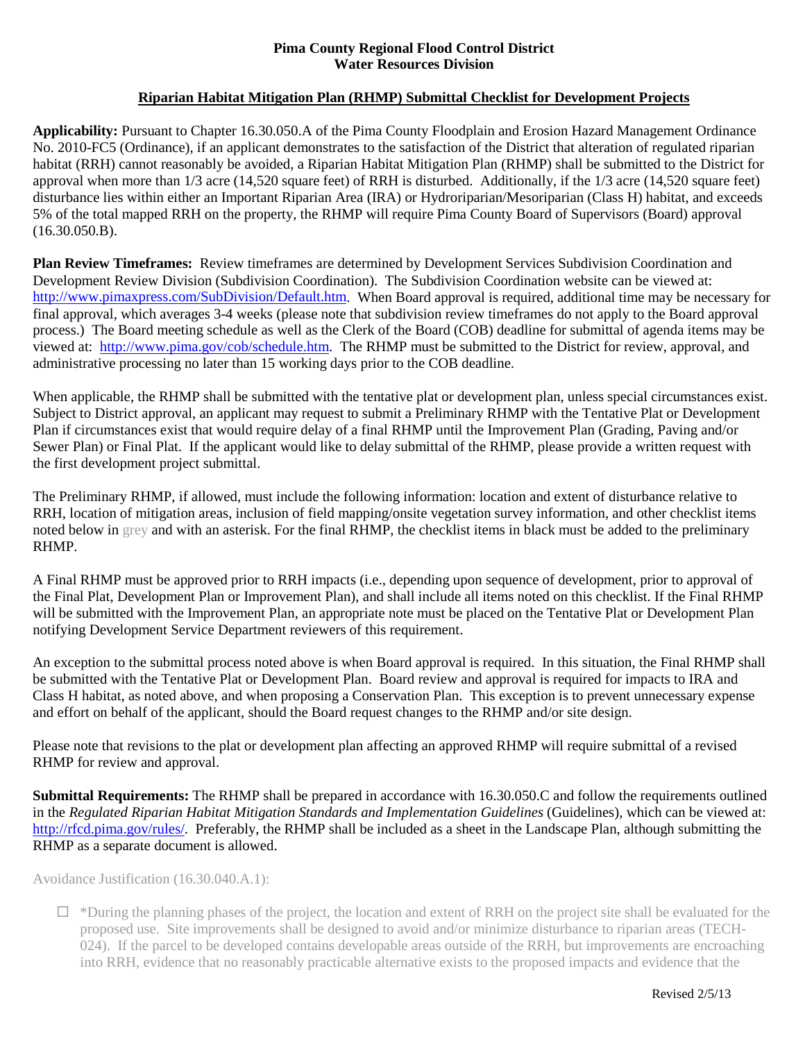**Pima County Regional Flood Control District**
**Water Resources Division**

## Riparian Habitat Mitigation Plan (RHMP) Submittal Checklist for Development Projects

**Applicability:** Pursuant to Chapter 16.30.050.A of the Pima County Floodplain and Erosion Hazard Management Ordinance No. 2010-FC5 (Ordinance), if an applicant demonstrates to the satisfaction of the District that alteration of regulated riparian habitat (RRH) cannot reasonably be avoided, a Riparian Habitat Mitigation Plan (RHMP) shall be submitted to the District for approval when more than 1/3 acre (14,520 square feet) of RRH is disturbed. Additionally, if the 1/3 acre (14,520 square feet) disturbance lies within either an Important Riparian Area (IRA) or Hydroriparian/Mesoriparian (Class H) habitat, and exceeds 5% of the total mapped RRH on the property, the RHMP will require Pima County Board of Supervisors (Board) approval (16.30.050.B).

**Plan Review Timeframes:** Review timeframes are determined by Development Services Subdivision Coordination and Development Review Division (Subdivision Coordination). The Subdivision Coordination website can be viewed at: http://www.pimaxpress.com/SubDivision/Default.htm. When Board approval is required, additional time may be necessary for final approval, which averages 3-4 weeks (please note that subdivision review timeframes do not apply to the Board approval process.) The Board meeting schedule as well as the Clerk of the Board (COB) deadline for submittal of agenda items may be viewed at: http://www.pima.gov/cob/schedule.htm. The RHMP must be submitted to the District for review, approval, and administrative processing no later than 15 working days prior to the COB deadline.

When applicable, the RHMP shall be submitted with the tentative plat or development plan, unless special circumstances exist. Subject to District approval, an applicant may request to submit a Preliminary RHMP with the Tentative Plat or Development Plan if circumstances exist that would require delay of a final RHMP until the Improvement Plan (Grading, Paving and/or Sewer Plan) or Final Plat. If the applicant would like to delay submittal of the RHMP, please provide a written request with the first development project submittal.

The Preliminary RHMP, if allowed, must include the following information: location and extent of disturbance relative to RRH, location of mitigation areas, inclusion of field mapping/onsite vegetation survey information, and other checklist items noted below in grey and with an asterisk. For the final RHMP, the checklist items in black must be added to the preliminary RHMP.

A Final RHMP must be approved prior to RRH impacts (i.e., depending upon sequence of development, prior to approval of the Final Plat, Development Plan or Improvement Plan), and shall include all items noted on this checklist. If the Final RHMP will be submitted with the Improvement Plan, an appropriate note must be placed on the Tentative Plat or Development Plan notifying Development Service Department reviewers of this requirement.

An exception to the submittal process noted above is when Board approval is required. In this situation, the Final RHMP shall be submitted with the Tentative Plat or Development Plan. Board review and approval is required for impacts to IRA and Class H habitat, as noted above, and when proposing a Conservation Plan. This exception is to prevent unnecessary expense and effort on behalf of the applicant, should the Board request changes to the RHMP and/or site design.

Please note that revisions to the plat or development plan affecting an approved RHMP will require submittal of a revised RHMP for review and approval.

**Submittal Requirements:** The RHMP shall be prepared in accordance with 16.30.050.C and follow the requirements outlined in the *Regulated Riparian Habitat Mitigation Standards and Implementation Guidelines* (Guidelines), which can be viewed at: http://rfcd.pima.gov/rules/. Preferably, the RHMP shall be included as a sheet in the Landscape Plan, although submitting the RHMP as a separate document is allowed.

Avoidance Justification (16.30.040.A.1):

- ☐ *During the planning phases of the project, the location and extent of RRH on the project site shall be evaluated for the proposed use. Site improvements shall be designed to avoid and/or minimize disturbance to riparian areas (TECH-024). If the parcel to be developed contains developable areas outside of the RRH, but improvements are encroaching into RRH, evidence that no reasonably practicable alternative exists to the proposed impacts and evidence that the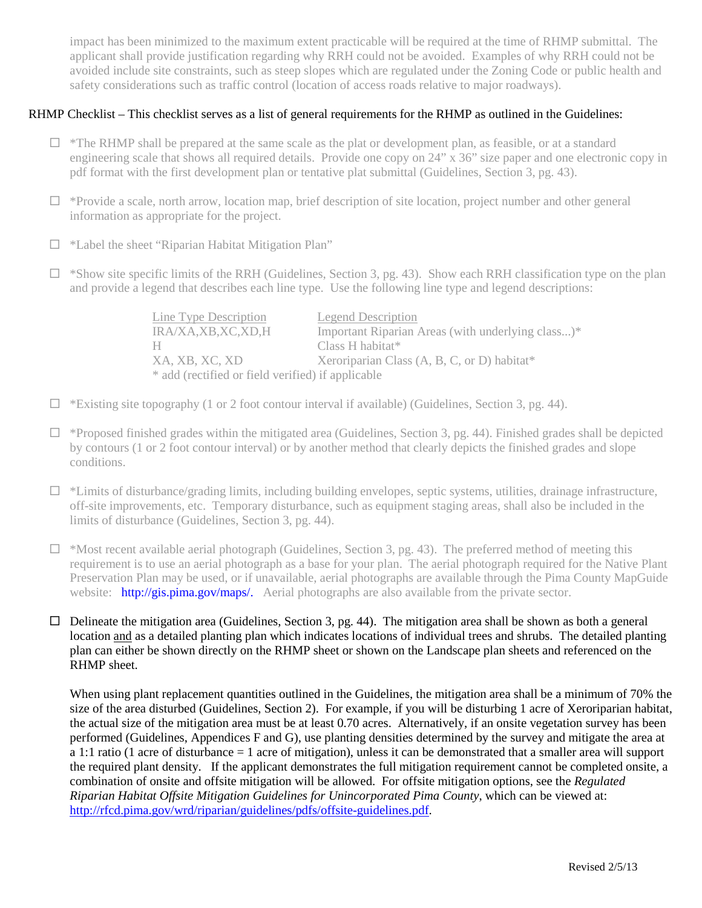impact has been minimized to the maximum extent practicable will be required at the time of RHMP submittal. The applicant shall provide justification regarding why RRH could not be avoided. Examples of why RRH could not be avoided include site constraints, such as steep slopes which are regulated under the Zoning Code or public health and safety considerations such as traffic control (location of access roads relative to major roadways).

RHMP Checklist – This checklist serves as a list of general requirements for the RHMP as outlined in the Guidelines:

- ☐ *The RHMP shall be prepared at the same scale as the plat or development plan, as feasible, or at a standard engineering scale that shows all required details. Provide one copy on 24" x 36" size paper and one electronic copy in pdf format with the first development plan or tentative plat submittal (Guidelines, Section 3, pg. 43).

- ☐ *Provide a scale, north arrow, location map, brief description of site location, project number and other general information as appropriate for the project.

- ☐ *Label the sheet "Riparian Habitat Mitigation Plan"

- ☐ *Show site specific limits of the RRH (Guidelines, Section 3, pg. 43). Show each RRH classification type on the plan and provide a legend that describes each line type. Use the following line type and legend descriptions:

| Line Type Description | Legend Description |
|---|---|
| IRA/XA,XB,XC,XD,H | Important Riparian Areas (with underlying class...)* |
| H | Class H habitat* |
| XA, XB, XC, XD | Xeroriparian Class (A, B, C, or D) habitat* |

* add (rectified or field verified) if applicable

- ☐ *Existing site topography (1 or 2 foot contour interval if available) (Guidelines, Section 3, pg. 44).

- ☐ *Proposed finished grades within the mitigated area (Guidelines, Section 3, pg. 44). Finished grades shall be depicted by contours (1 or 2 foot contour interval) or by another method that clearly depicts the finished grades and slope conditions.

- ☐ *Limits of disturbance/grading limits, including building envelopes, septic systems, utilities, drainage infrastructure, off-site improvements, etc. Temporary disturbance, such as equipment staging areas, shall also be included in the limits of disturbance (Guidelines, Section 3, pg. 44).

- ☐ *Most recent available aerial photograph (Guidelines, Section 3, pg. 43). The preferred method of meeting this requirement is to use an aerial photograph as a base for your plan. The aerial photograph required for the Native Plant Preservation Plan may be used, or if unavailable, aerial photographs are available through the Pima County MapGuide website: http://gis.pima.gov/maps/. Aerial photographs are also available from the private sector.

- ☐ Delineate the mitigation area (Guidelines, Section 3, pg. 44). The mitigation area shall be shown as both a general location and as a detailed planting plan which indicates locations of individual trees and shrubs. The detailed planting plan can either be shown directly on the RHMP sheet or shown on the Landscape plan sheets and referenced on the RHMP sheet.

  When using plant replacement quantities outlined in the Guidelines, the mitigation area shall be a minimum of 70% the size of the area disturbed (Guidelines, Section 2). For example, if you will be disturbing 1 acre of Xeroriparian habitat, the actual size of the mitigation area must be at least 0.70 acres. Alternatively, if an onsite vegetation survey has been performed (Guidelines, Appendices F and G), use planting densities determined by the survey and mitigate the area at a 1:1 ratio (1 acre of disturbance = 1 acre of mitigation), unless it can be demonstrated that a smaller area will support the required plant density. If the applicant demonstrates the full mitigation requirement cannot be completed onsite, a combination of onsite and offsite mitigation will be allowed. For offsite mitigation options, see the *Regulated Riparian Habitat Offsite Mitigation Guidelines for Unincorporated Pima County*, which can be viewed at: http://rfcd.pima.gov/wrd/riparian/guidelines/pdfs/offsite-guidelines.pdf.

Revised 2/5/13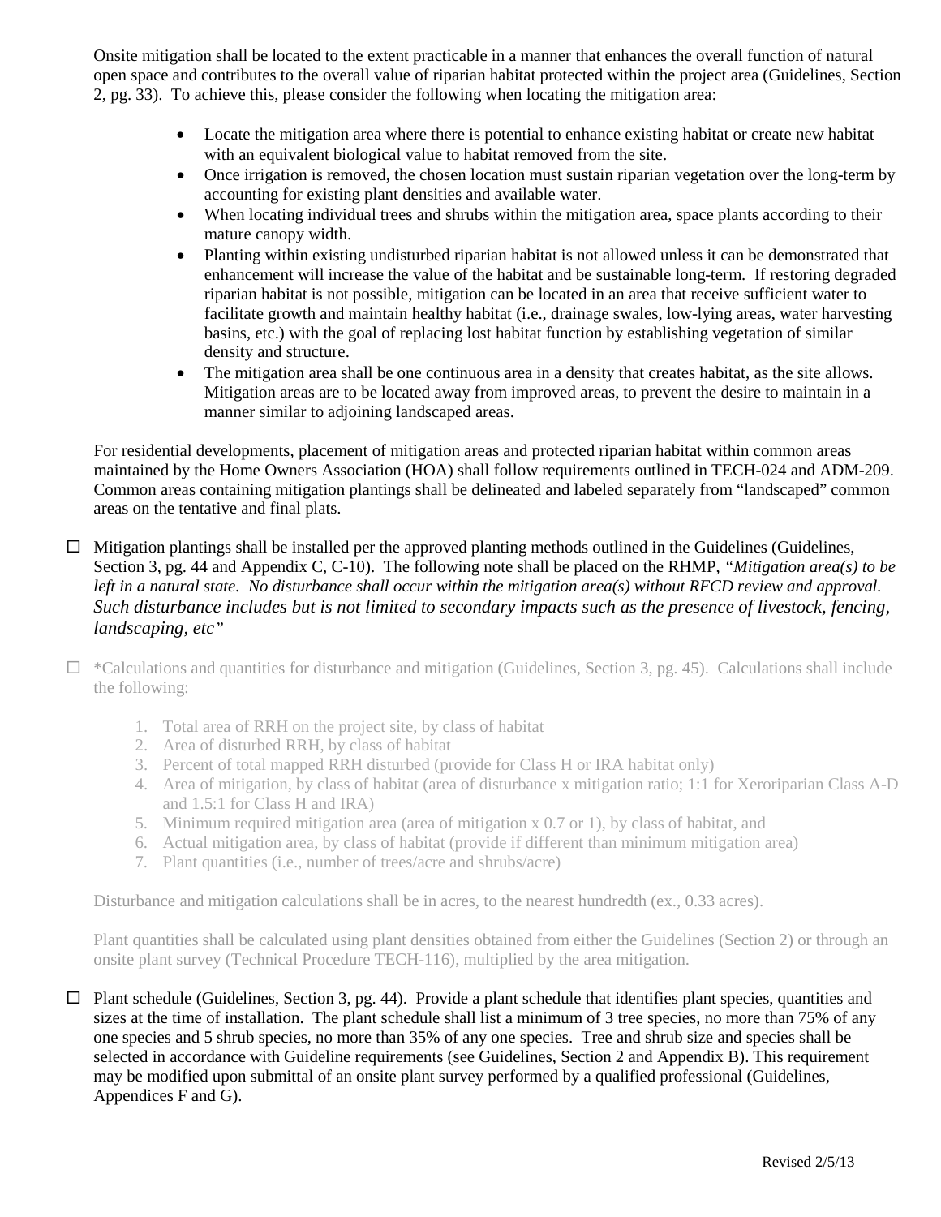Onsite mitigation shall be located to the extent practicable in a manner that enhances the overall function of natural open space and contributes to the overall value of riparian habitat protected within the project area (Guidelines, Section 2, pg. 33). To achieve this, please consider the following when locating the mitigation area:

- Locate the mitigation area where there is potential to enhance existing habitat or create new habitat with an equivalent biological value to habitat removed from the site.
- Once irrigation is removed, the chosen location must sustain riparian vegetation over the long-term by accounting for existing plant densities and available water.
- When locating individual trees and shrubs within the mitigation area, space plants according to their mature canopy width.
- Planting within existing undisturbed riparian habitat is not allowed unless it can be demonstrated that enhancement will increase the value of the habitat and be sustainable long-term. If restoring degraded riparian habitat is not possible, mitigation can be located in an area that receive sufficient water to facilitate growth and maintain healthy habitat (i.e., drainage swales, low-lying areas, water harvesting basins, etc.) with the goal of replacing lost habitat function by establishing vegetation of similar density and structure.
- The mitigation area shall be one continuous area in a density that creates habitat, as the site allows. Mitigation areas are to be located away from improved areas, to prevent the desire to maintain in a manner similar to adjoining landscaped areas.

For residential developments, placement of mitigation areas and protected riparian habitat within common areas maintained by the Home Owners Association (HOA) shall follow requirements outlined in TECH-024 and ADM-209. Common areas containing mitigation plantings shall be delineated and labeled separately from "landscaped" common areas on the tentative and final plats.

☐ Mitigation plantings shall be installed per the approved planting methods outlined in the Guidelines (Guidelines, Section 3, pg. 44 and Appendix C, C-10). The following note shall be placed on the RHMP, *"Mitigation area(s) to be left in a natural state. No disturbance shall occur within the mitigation area(s) without RFCD review and approval. Such disturbance includes but is not limited to secondary impacts such as the presence of livestock, fencing, landscaping, etc"*

☐ *Calculations and quantities for disturbance and mitigation (Guidelines, Section 3, pg. 45). Calculations shall include the following:

1. Total area of RRH on the project site, by class of habitat
2. Area of disturbed RRH, by class of habitat
3. Percent of total mapped RRH disturbed (provide for Class H or IRA habitat only)
4. Area of mitigation, by class of habitat (area of disturbance x mitigation ratio; 1:1 for Xeroriparian Class A-D and 1.5:1 for Class H and IRA)
5. Minimum required mitigation area (area of mitigation x 0.7 or 1), by class of habitat, and
6. Actual mitigation area, by class of habitat (provide if different than minimum mitigation area)
7. Plant quantities (i.e., number of trees/acre and shrubs/acre)

Disturbance and mitigation calculations shall be in acres, to the nearest hundredth (ex., 0.33 acres).

Plant quantities shall be calculated using plant densities obtained from either the Guidelines (Section 2) or through an onsite plant survey (Technical Procedure TECH-116), multiplied by the area mitigation.

☐ Plant schedule (Guidelines, Section 3, pg. 44). Provide a plant schedule that identifies plant species, quantities and sizes at the time of installation. The plant schedule shall list a minimum of 3 tree species, no more than 75% of any one species and 5 shrub species, no more than 35% of any one species. Tree and shrub size and species shall be selected in accordance with Guideline requirements (see Guidelines, Section 2 and Appendix B). This requirement may be modified upon submittal of an onsite plant survey performed by a qualified professional (Guidelines, Appendices F and G).

Revised 2/5/13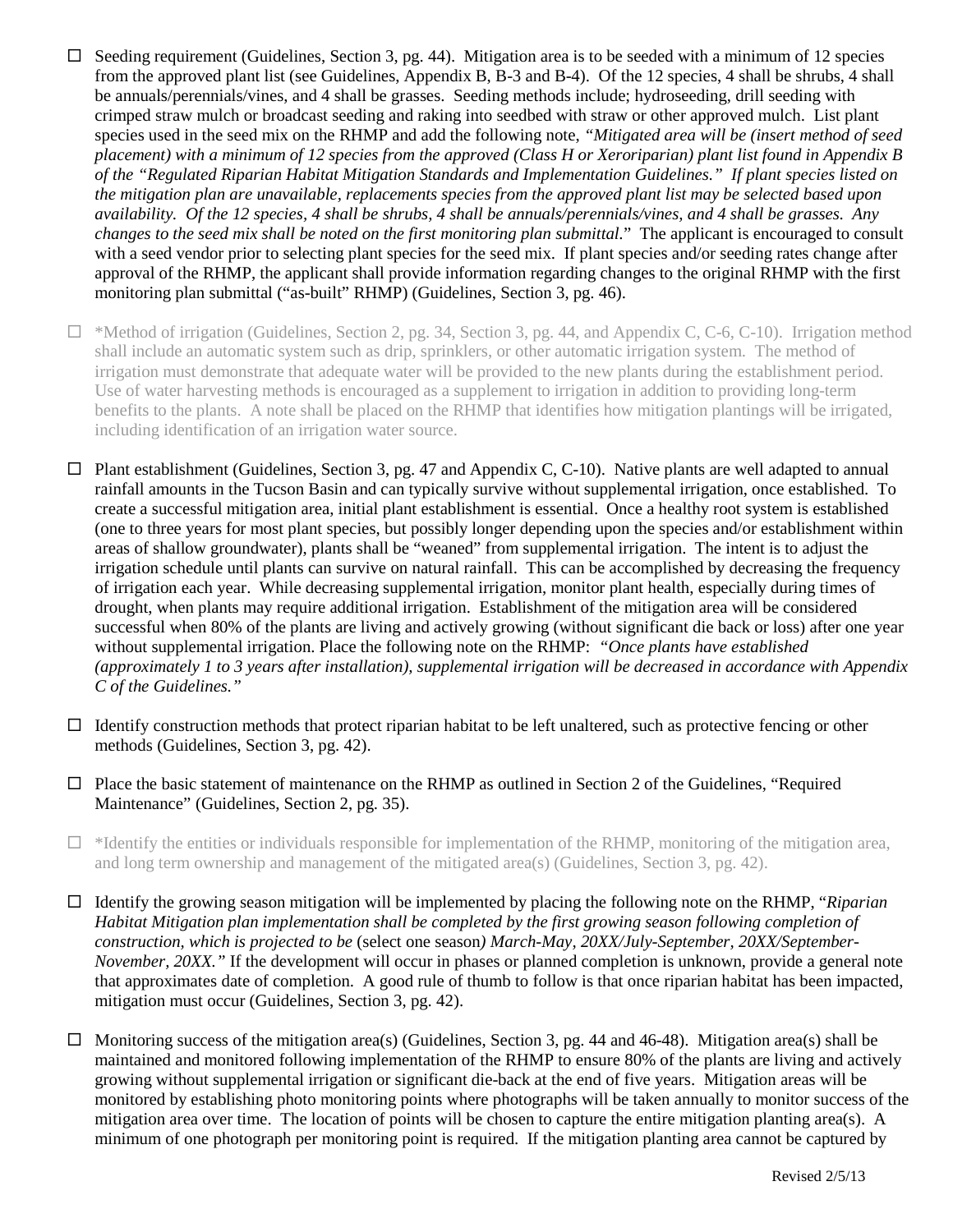- ☐ Seeding requirement (Guidelines, Section 3, pg. 44). Mitigation area is to be seeded with a minimum of 12 species from the approved plant list (see Guidelines, Appendix B, B-3 and B-4). Of the 12 species, 4 shall be shrubs, 4 shall be annuals/perennials/vines, and 4 shall be grasses. Seeding methods include; hydroseeding, drill seeding with crimped straw mulch or broadcast seeding and raking into seedbed with straw or other approved mulch. List plant species used in the seed mix on the RHMP and add the following note, *"Mitigated area will be (insert method of seed placement) with a minimum of 12 species from the approved (Class H or Xeroriparian) plant list found in Appendix B of the "Regulated Riparian Habitat Mitigation Standards and Implementation Guidelines." If plant species listed on the mitigation plan are unavailable, replacements species from the approved plant list may be selected based upon availability. Of the 12 species, 4 shall be shrubs, 4 shall be annuals/perennials/vines, and 4 shall be grasses. Any changes to the seed mix shall be noted on the first monitoring plan submittal."* The applicant is encouraged to consult with a seed vendor prior to selecting plant species for the seed mix. If plant species and/or seeding rates change after approval of the RHMP, the applicant shall provide information regarding changes to the original RHMP with the first monitoring plan submittal ("as-built" RHMP) (Guidelines, Section 3, pg. 46).

- ☐ *Method of irrigation (Guidelines, Section 2, pg. 34, Section 3, pg. 44, and Appendix C, C-6, C-10). Irrigation method shall include an automatic system such as drip, sprinklers, or other automatic irrigation system. The method of irrigation must demonstrate that adequate water will be provided to the new plants during the establishment period. Use of water harvesting methods is encouraged as a supplement to irrigation in addition to providing long-term benefits to the plants. A note shall be placed on the RHMP that identifies how mitigation plantings will be irrigated, including identification of an irrigation water source.

- ☐ Plant establishment (Guidelines, Section 3, pg. 47 and Appendix C, C-10). Native plants are well adapted to annual rainfall amounts in the Tucson Basin and can typically survive without supplemental irrigation, once established. To create a successful mitigation area, initial plant establishment is essential. Once a healthy root system is established (one to three years for most plant species, but possibly longer depending upon the species and/or establishment within areas of shallow groundwater), plants shall be "weaned" from supplemental irrigation. The intent is to adjust the irrigation schedule until plants can survive on natural rainfall. This can be accomplished by decreasing the frequency of irrigation each year. While decreasing supplemental irrigation, monitor plant health, especially during times of drought, when plants may require additional irrigation. Establishment of the mitigation area will be considered successful when 80% of the plants are living and actively growing (without significant die back or loss) after one year without supplemental irrigation. Place the following note on the RHMP: *"Once plants have established (approximately 1 to 3 years after installation), supplemental irrigation will be decreased in accordance with Appendix C of the Guidelines."*

- ☐ Identify construction methods that protect riparian habitat to be left unaltered, such as protective fencing or other methods (Guidelines, Section 3, pg. 42).

- ☐ Place the basic statement of maintenance on the RHMP as outlined in Section 2 of the Guidelines, "Required Maintenance" (Guidelines, Section 2, pg. 35).

- ☐ *Identify the entities or individuals responsible for implementation of the RHMP, monitoring of the mitigation area, and long term ownership and management of the mitigated area(s) (Guidelines, Section 3, pg. 42).

- ☐ Identify the growing season mitigation will be implemented by placing the following note on the RHMP, "*Riparian Habitat Mitigation plan implementation shall be completed by the first growing season following completion of construction, which is projected to be* (select one season*) March-May, 20XX/July-September, 20XX/September-November, 20XX."* If the development will occur in phases or planned completion is unknown, provide a general note that approximates date of completion. A good rule of thumb to follow is that once riparian habitat has been impacted, mitigation must occur (Guidelines, Section 3, pg. 42).

- ☐ Monitoring success of the mitigation area(s) (Guidelines, Section 3, pg. 44 and 46-48). Mitigation area(s) shall be maintained and monitored following implementation of the RHMP to ensure 80% of the plants are living and actively growing without supplemental irrigation or significant die-back at the end of five years. Mitigation areas will be monitored by establishing photo monitoring points where photographs will be taken annually to monitor success of the mitigation area over time. The location of points will be chosen to capture the entire mitigation planting area(s). A minimum of one photograph per monitoring point is required. If the mitigation planting area cannot be captured by

Revised 2/5/13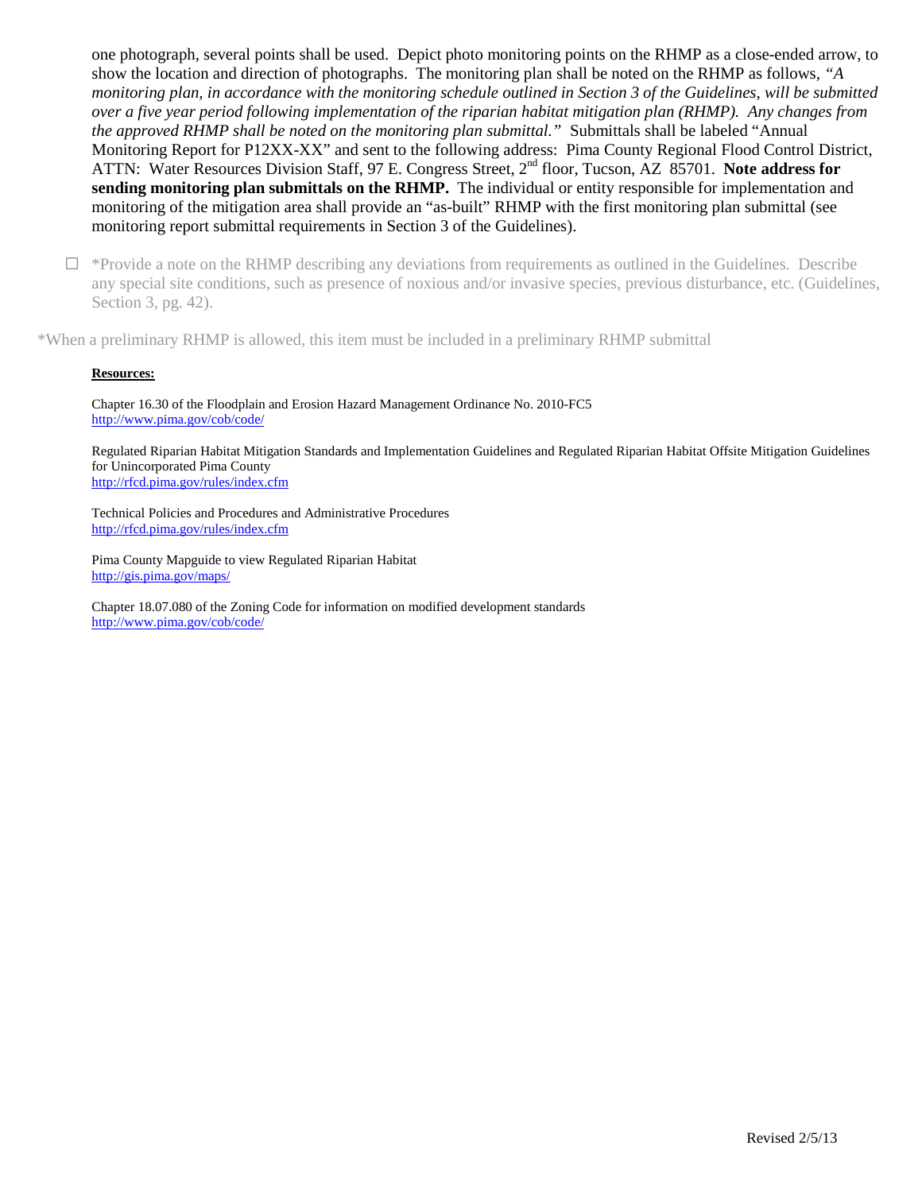one photograph, several points shall be used. Depict photo monitoring points on the RHMP as a close-ended arrow, to show the location and direction of photographs. The monitoring plan shall be noted on the RHMP as follows, *"A monitoring plan, in accordance with the monitoring schedule outlined in Section 3 of the Guidelines, will be submitted over a five year period following implementation of the riparian habitat mitigation plan (RHMP). Any changes from the approved RHMP shall be noted on the monitoring plan submittal."* Submittals shall be labeled "Annual Monitoring Report for P12XX-XX" and sent to the following address: Pima County Regional Flood Control District, ATTN: Water Resources Division Staff, 97 E. Congress Street, 2nd floor, Tucson, AZ 85701. **Note address for sending monitoring plan submittals on the RHMP.** The individual or entity responsible for implementation and monitoring of the mitigation area shall provide an "as-built" RHMP with the first monitoring plan submittal (see monitoring report submittal requirements in Section 3 of the Guidelines).

☐ *Provide a note on the RHMP describing any deviations from requirements as outlined in the Guidelines. Describe any special site conditions, such as presence of noxious and/or invasive species, previous disturbance, etc. (Guidelines, Section 3, pg. 42).

*When a preliminary RHMP is allowed, this item must be included in a preliminary RHMP submittal

**Resources:**

Chapter 16.30 of the Floodplain and Erosion Hazard Management Ordinance No. 2010-FC5
http://www.pima.gov/cob/code/

Regulated Riparian Habitat Mitigation Standards and Implementation Guidelines and Regulated Riparian Habitat Offsite Mitigation Guidelines for Unincorporated Pima County
http://rfcd.pima.gov/rules/index.cfm

Technical Policies and Procedures and Administrative Procedures
http://rfcd.pima.gov/rules/index.cfm

Pima County Mapguide to view Regulated Riparian Habitat
http://gis.pima.gov/maps/

Chapter 18.07.080 of the Zoning Code for information on modified development standards
http://www.pima.gov/cob/code/

Revised 2/5/13